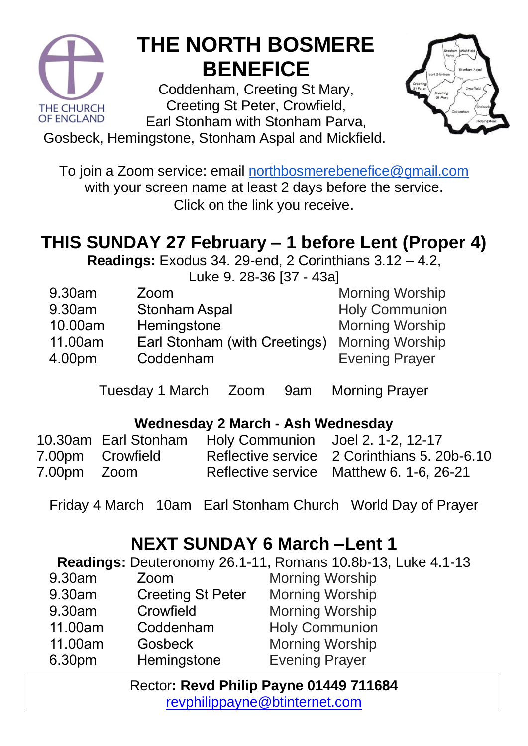THE CHURCH OF ENGLAND

# THE NORTH BOSMERE BENEFICE

Coddenham, Creeting St Mary,
Creeting St Peter, Crowfield,
Earl Stonham with Stonham Parva,
Gosbeck, Hemingstone, Stonham Aspal and Mickfield.

To join a Zoom service: email northbosmerebenefice@gmail.com
with your screen name at least 2 days before the service.
Click on the link you receive.

## THIS SUNDAY 27 February – 1 before Lent (Proper 4)

**Readings:** Exodus 34. 29-end, 2 Corinthians 3.12 – 4.2,
Luke 9. 28-36 [37 - 43a]

| | | |
|---|---|---|
| 9.30am | Zoom | Morning Worship |
| 9.30am | Stonham Aspal | Holy Communion |
| 10.00am | Hemingstone | Morning Worship |
| 11.00am | Earl Stonham (with Creetings) | Morning Worship |
| 4.00pm | Coddenham | Evening Prayer |

Tuesday 1 March Zoom 9am Morning Prayer

### Wednesday 2 March - Ash Wednesday

| | | | |
|---|---|---|---|
| 10.30am | Earl Stonham | Holy Communion | Joel 2. 1-2, 12-17 |
| 7.00pm | Crowfield | Reflective service | 2 Corinthians 5. 20b-6.10 |
| 7.00pm | Zoom | Reflective service | Matthew 6. 1-6, 26-21 |

Friday 4 March 10am Earl Stonham Church World Day of Prayer

## NEXT SUNDAY 6 March –Lent 1

**Readings:** Deuteronomy 26.1-11, Romans 10.8b-13, Luke 4.1-13

| | | |
|---|---|---|
| 9.30am | Zoom | Morning Worship |
| 9.30am | Creeting St Peter | Morning Worship |
| 9.30am | Crowfield | Morning Worship |
| 11.00am | Coddenham | Holy Communion |
| 11.00am | Gosbeck | Morning Worship |
| 6.30pm | Hemingstone | Evening Prayer |

Rector**: Revd Philip Payne 01449 711684**
revphilippayne@btinternet.com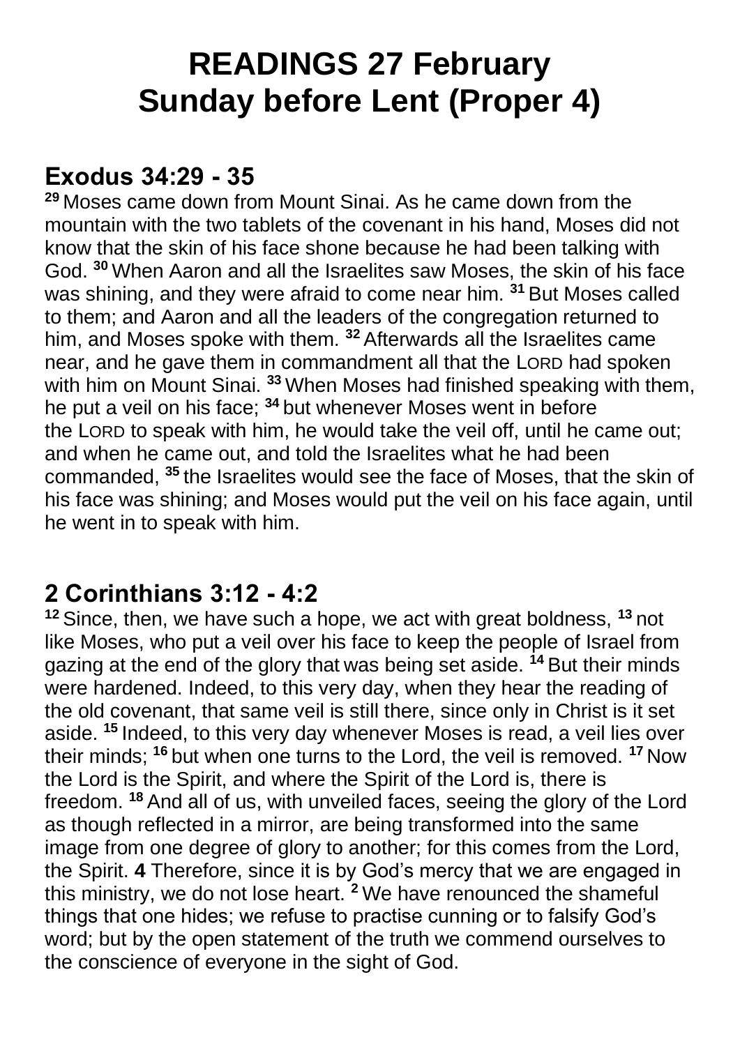# READINGS 27 February
# Sunday before Lent (Proper 4)

## Exodus 34:29 - 35

**29** Moses came down from Mount Sinai. As he came down from the mountain with the two tablets of the covenant in his hand, Moses did not know that the skin of his face shone because he had been talking with God. **30** When Aaron and all the Israelites saw Moses, the skin of his face was shining, and they were afraid to come near him. **31** But Moses called to them; and Aaron and all the leaders of the congregation returned to him, and Moses spoke with them. **32** Afterwards all the Israelites came near, and he gave them in commandment all that the LORD had spoken with him on Mount Sinai. **33** When Moses had finished speaking with them, he put a veil on his face; **34** but whenever Moses went in before the LORD to speak with him, he would take the veil off, until he came out; and when he came out, and told the Israelites what he had been commanded, **35** the Israelites would see the face of Moses, that the skin of his face was shining; and Moses would put the veil on his face again, until he went in to speak with him.

## 2 Corinthians 3:12 - 4:2

**12** Since, then, we have such a hope, we act with great boldness, **13** not like Moses, who put a veil over his face to keep the people of Israel from gazing at the end of the glory that was being set aside. **14** But their minds were hardened. Indeed, to this very day, when they hear the reading of the old covenant, that same veil is still there, since only in Christ is it set aside. **15** Indeed, to this very day whenever Moses is read, a veil lies over their minds; **16** but when one turns to the Lord, the veil is removed. **17** Now the Lord is the Spirit, and where the Spirit of the Lord is, there is freedom. **18** And all of us, with unveiled faces, seeing the glory of the Lord as though reflected in a mirror, are being transformed into the same image from one degree of glory to another; for this comes from the Lord, the Spirit. **4** Therefore, since it is by God's mercy that we are engaged in this ministry, we do not lose heart. **2** We have renounced the shameful things that one hides; we refuse to practise cunning or to falsify God's word; but by the open statement of the truth we commend ourselves to the conscience of everyone in the sight of God.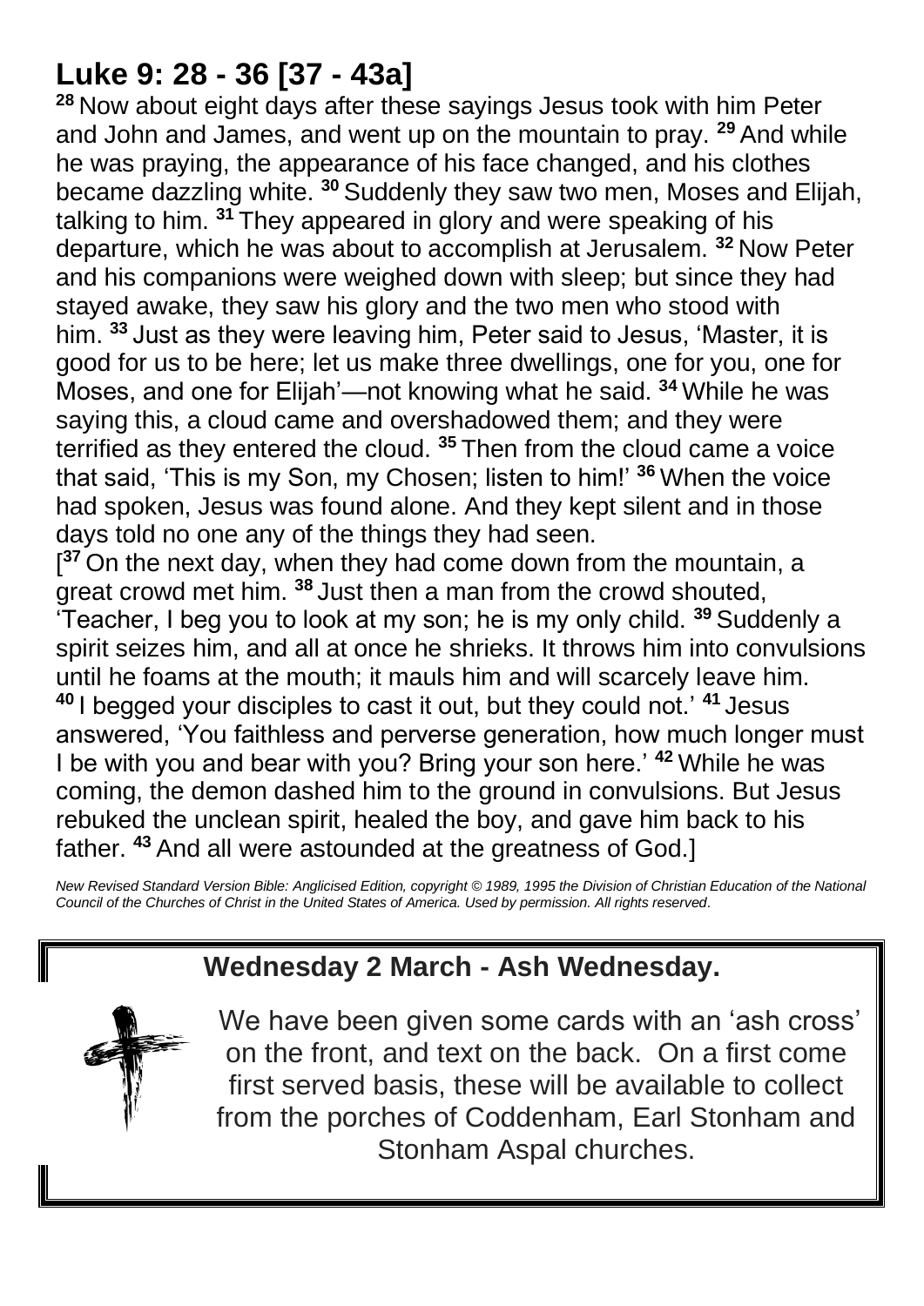## Luke 9: 28 - 36 [37 - 43a]

[28] Now about eight days after these sayings Jesus took with him Peter and John and James, and went up on the mountain to pray. [29] And while he was praying, the appearance of his face changed, and his clothes became dazzling white. [30] Suddenly they saw two men, Moses and Elijah, talking to him. [31] They appeared in glory and were speaking of his departure, which he was about to accomplish at Jerusalem. [32] Now Peter and his companions were weighed down with sleep; but since they had stayed awake, they saw his glory and the two men who stood with him. [33] Just as they were leaving him, Peter said to Jesus, 'Master, it is good for us to be here; let us make three dwellings, one for you, one for Moses, and one for Elijah'—not knowing what he said. [34] While he was saying this, a cloud came and overshadowed them; and they were terrified as they entered the cloud. [35] Then from the cloud came a voice that said, 'This is my Son, my Chosen; listen to him!' [36] When the voice had spoken, Jesus was found alone. And they kept silent and in those days told no one any of the things they had seen.

[[37] On the next day, when they had come down from the mountain, a great crowd met him. [38] Just then a man from the crowd shouted, 'Teacher, I beg you to look at my son; he is my only child. [39] Suddenly a spirit seizes him, and all at once he shrieks. It throws him into convulsions until he foams at the mouth; it mauls him and will scarcely leave him. [40] I begged your disciples to cast it out, but they could not.' [41] Jesus answered, 'You faithless and perverse generation, how much longer must I be with you and bear with you? Bring your son here.' [42] While he was coming, the demon dashed him to the ground in convulsions. But Jesus rebuked the unclean spirit, healed the boy, and gave him back to his father. [43] And all were astounded at the greatness of God.]

*New Revised Standard Version Bible: Anglicised Edition, copyright © 1989, 1995 the Division of Christian Education of the National Council of the Churches of Christ in the United States of America. Used by permission. All rights reserved.*

**Wednesday 2 March - Ash Wednesday.**

We have been given some cards with an 'ash cross' on the front, and text on the back. On a first come first served basis, these will be available to collect from the porches of Coddenham, Earl Stonham and Stonham Aspal churches.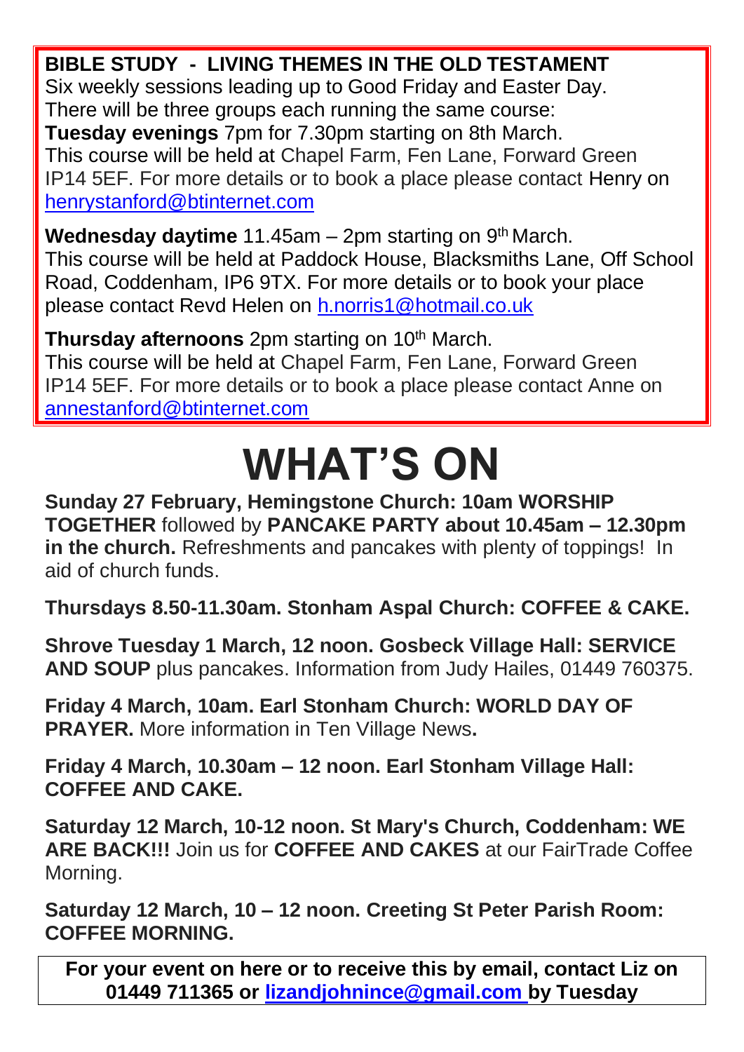**BIBLE STUDY - LIVING THEMES IN THE OLD TESTAMENT**

Six weekly sessions leading up to Good Friday and Easter Day.
There will be three groups each running the same course:

**Tuesday evenings** 7pm for 7.30pm starting on 8th March.
This course will be held at Chapel Farm, Fen Lane, Forward Green IP14 5EF. For more details or to book a place please contact Henry on henrystanford@btinternet.com

**Wednesday daytime** 11.45am – 2pm starting on 9th March.
This course will be held at Paddock House, Blacksmiths Lane, Off School Road, Coddenham, IP6 9TX. For more details or to book your place please contact Revd Helen on h.norris1@hotmail.co.uk

**Thursday afternoons** 2pm starting on 10th March.
This course will be held at Chapel Farm, Fen Lane, Forward Green IP14 5EF. For more details or to book a place please contact Anne on annestanford@btinternet.com

# WHAT'S ON

**Sunday 27 February, Hemingstone Church: 10am WORSHIP TOGETHER** followed by **PANCAKE PARTY about 10.45am – 12.30pm in the church.** Refreshments and pancakes with plenty of toppings! In aid of church funds.

**Thursdays 8.50-11.30am. Stonham Aspal Church: COFFEE & CAKE.**

**Shrove Tuesday 1 March, 12 noon. Gosbeck Village Hall: SERVICE AND SOUP** plus pancakes. Information from Judy Hailes, 01449 760375.

**Friday 4 March, 10am. Earl Stonham Church: WORLD DAY OF PRAYER.** More information in Ten Village News**.**

**Friday 4 March, 10.30am – 12 noon. Earl Stonham Village Hall: COFFEE AND CAKE.**

**Saturday 12 March, 10-12 noon. St Mary's Church, Coddenham: WE ARE BACK!!!** Join us for **COFFEE AND CAKES** at our FairTrade Coffee Morning.

**Saturday 12 March, 10 – 12 noon. Creeting St Peter Parish Room: COFFEE MORNING.**

**For your event on here or to receive this by email, contact Liz on 01449 711365 or lizandjohnince@gmail.com by Tuesday**